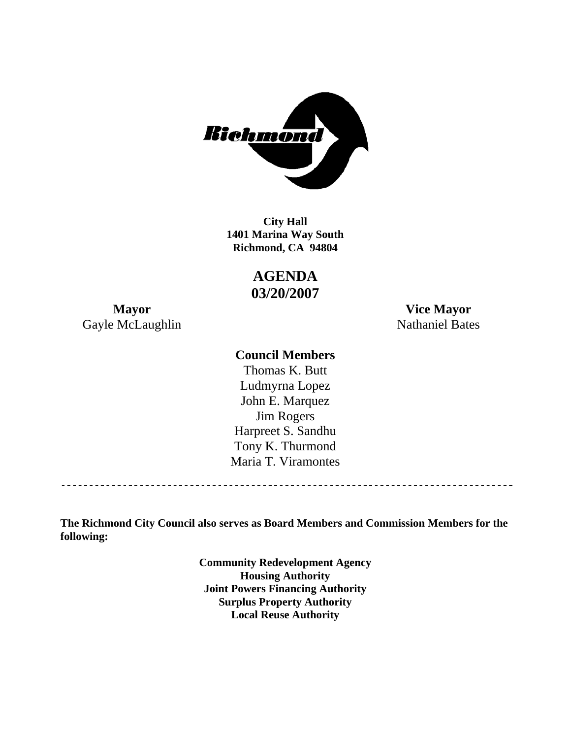**City Hall**
**1401 Marina Way South**
**Richmond, CA 94804**

# AGENDA
# 03/20/2007

**Mayor**
Gayle McLaughlin

**Vice Mayor**
Nathaniel Bates

**Council Members**

Thomas K. Butt
Ludmyrna Lopez
John E. Marquez
Jim Rogers
Harpreet S. Sandhu
Tony K. Thurmond
Maria T. Viramontes

---

**The Richmond City Council also serves as Board Members and Commission Members for the following:**

**Community Redevelopment Agency**
**Housing Authority**
**Joint Powers Financing Authority**
**Surplus Property Authority**
**Local Reuse Authority**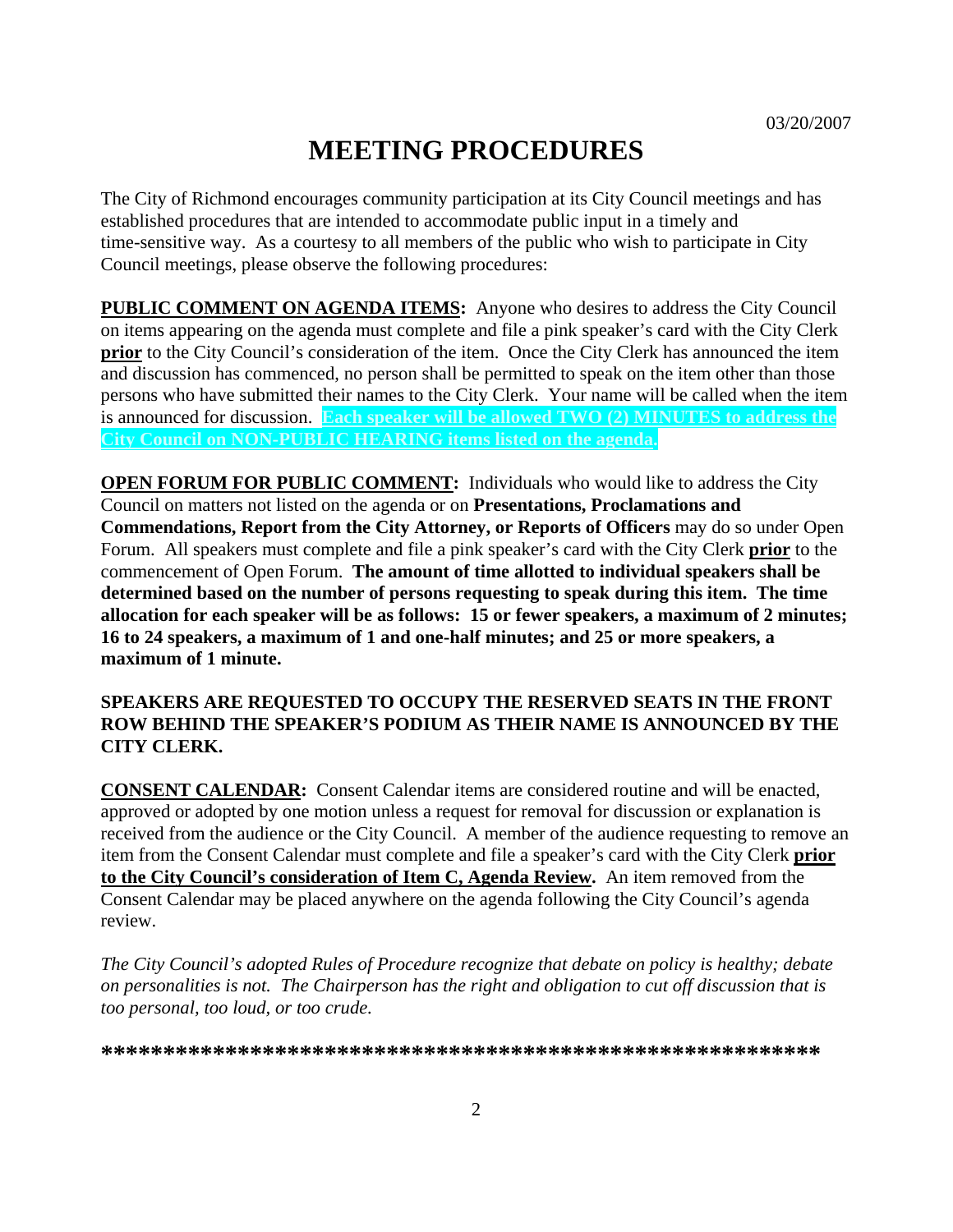03/20/2007

# MEETING PROCEDURES

The City of Richmond encourages community participation at its City Council meetings and has established procedures that are intended to accommodate public input in a timely and time-sensitive way. As a courtesy to all members of the public who wish to participate in City Council meetings, please observe the following procedures:

**PUBLIC COMMENT ON AGENDA ITEMS:** Anyone who desires to address the City Council on items appearing on the agenda must complete and file a pink speaker's card with the City Clerk **prior** to the City Council's consideration of the item. Once the City Clerk has announced the item and discussion has commenced, no person shall be permitted to speak on the item other than those persons who have submitted their names to the City Clerk. Your name will be called when the item is announced for discussion. **Each speaker will be allowed TWO (2) MINUTES to address the City Council on NON-PUBLIC HEARING items listed on the agenda.**

**OPEN FORUM FOR PUBLIC COMMENT:** Individuals who would like to address the City Council on matters not listed on the agenda or on **Presentations, Proclamations and Commendations, Report from the City Attorney, or Reports of Officers** may do so under Open Forum. All speakers must complete and file a pink speaker's card with the City Clerk **prior** to the commencement of Open Forum. **The amount of time allotted to individual speakers shall be determined based on the number of persons requesting to speak during this item. The time allocation for each speaker will be as follows: 15 or fewer speakers, a maximum of 2 minutes; 16 to 24 speakers, a maximum of 1 and one-half minutes; and 25 or more speakers, a maximum of 1 minute.**

**SPEAKERS ARE REQUESTED TO OCCUPY THE RESERVED SEATS IN THE FRONT ROW BEHIND THE SPEAKER'S PODIUM AS THEIR NAME IS ANNOUNCED BY THE CITY CLERK.**

**CONSENT CALENDAR:** Consent Calendar items are considered routine and will be enacted, approved or adopted by one motion unless a request for removal for discussion or explanation is received from the audience or the City Council. A member of the audience requesting to remove an item from the Consent Calendar must complete and file a speaker's card with the City Clerk **prior to the City Council's consideration of Item C, Agenda Review.** An item removed from the Consent Calendar may be placed anywhere on the agenda following the City Council's agenda review.

*The City Council's adopted Rules of Procedure recognize that debate on policy is healthy; debate on personalities is not. The Chairperson has the right and obligation to cut off discussion that is too personal, too loud, or too crude.*

**\*\*\*\*\*\*\*\*\*\*\*\*\*\*\*\*\*\*\*\*\*\*\*\*\*\*\*\*\*\*\*\*\*\*\*\*\*\*\*\*\*\*\*\*\*\*\*\*\*\*\*\*\*\*\*\*\*\***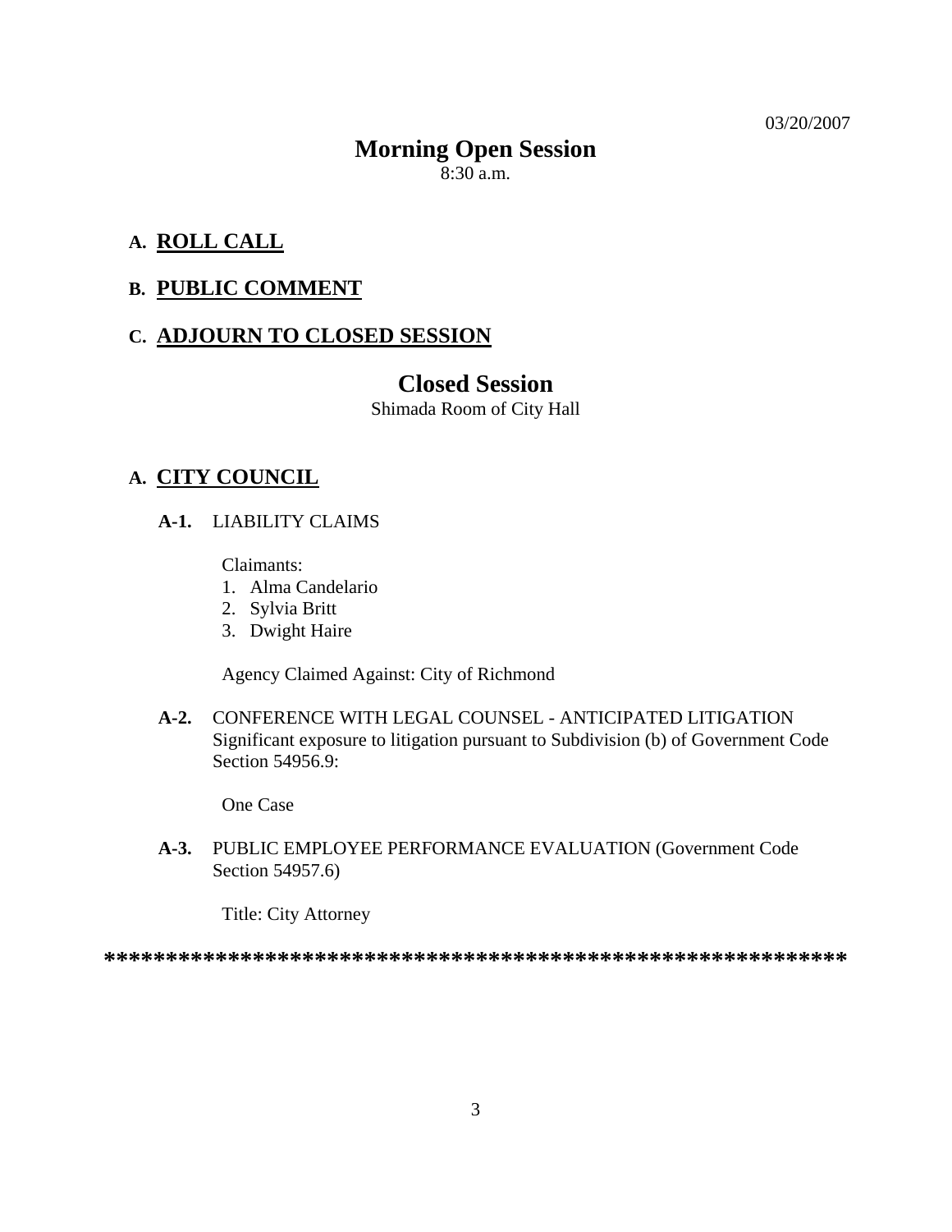03/20/2007

# Morning Open Session

8:30 a.m.

## A. ROLL CALL

## B. PUBLIC COMMENT

## C. ADJOURN TO CLOSED SESSION

# Closed Session

Shimada Room of City Hall

## A. CITY COUNCIL

**A-1.** LIABILITY CLAIMS

Claimants:

1. Alma Candelario
2. Sylvia Britt
3. Dwight Haire

Agency Claimed Against: City of Richmond

**A-2.** CONFERENCE WITH LEGAL COUNSEL - ANTICIPATED LITIGATION Significant exposure to litigation pursuant to Subdivision (b) of Government Code Section 54956.9:

One Case

**A-3.** PUBLIC EMPLOYEE PERFORMANCE EVALUATION (Government Code Section 54957.6)

Title: City Attorney

**************************************************************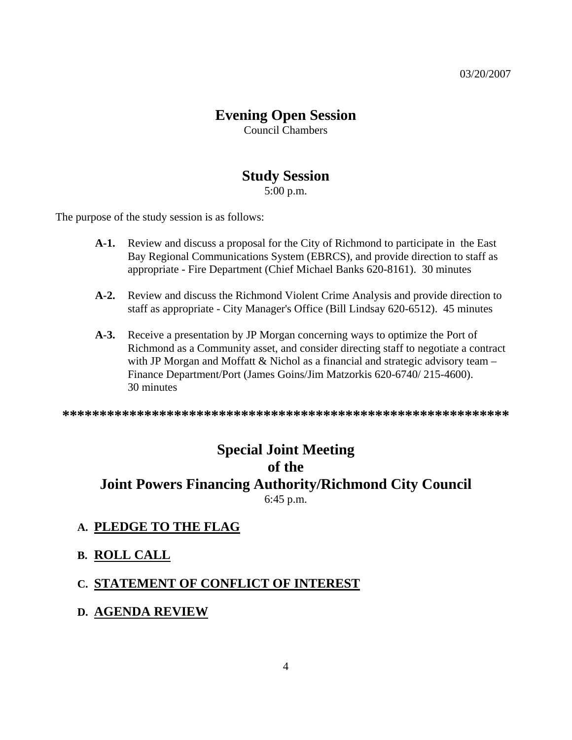03/20/2007

# Evening Open Session

Council Chambers

## Study Session

5:00 p.m.

The purpose of the study session is as follows:

**A-1.** Review and discuss a proposal for the City of Richmond to participate in the East Bay Regional Communications System (EBRCS), and provide direction to staff as appropriate - Fire Department (Chief Michael Banks 620-8161). 30 minutes

**A-2.** Review and discuss the Richmond Violent Crime Analysis and provide direction to staff as appropriate - City Manager's Office (Bill Lindsay 620-6512). 45 minutes

**A-3.** Receive a presentation by JP Morgan concerning ways to optimize the Port of Richmond as a Community asset, and consider directing staff to negotiate a contract with JP Morgan and Moffatt & Nichol as a financial and strategic advisory team – Finance Department/Port (James Goins/Jim Matzorkis 620-6740/ 215-4600). 30 minutes

************************************************************

## Special Joint Meeting of the Joint Powers Financing Authority/Richmond City Council

6:45 p.m.

**A. PLEDGE TO THE FLAG**

**B. ROLL CALL**

**C. STATEMENT OF CONFLICT OF INTEREST**

**D. AGENDA REVIEW**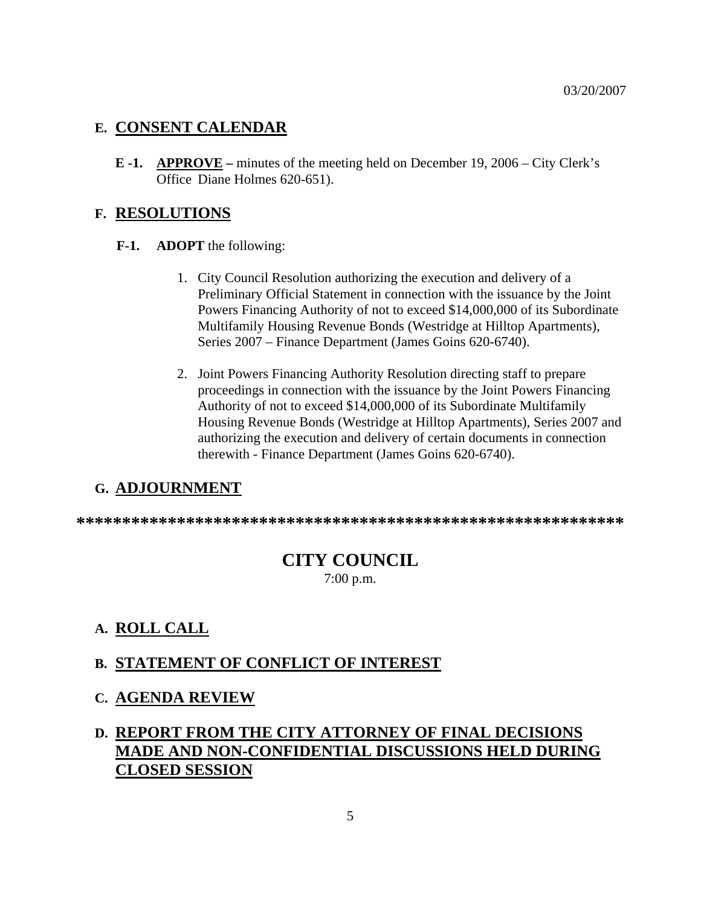03/20/2007

## E. CONSENT CALENDAR

**E -1.** **APPROVE –** minutes of the meeting held on December 19, 2006 – City Clerk's Office Diane Holmes 620-651).

## F. RESOLUTIONS

**F-1.** **ADOPT** the following:

1. City Council Resolution authorizing the execution and delivery of a Preliminary Official Statement in connection with the issuance by the Joint Powers Financing Authority of not to exceed $14,000,000 of its Subordinate Multifamily Housing Revenue Bonds (Westridge at Hilltop Apartments), Series 2007 – Finance Department (James Goins 620-6740).

2. Joint Powers Financing Authority Resolution directing staff to prepare proceedings in connection with the issuance by the Joint Powers Financing Authority of not to exceed $14,000,000 of its Subordinate Multifamily Housing Revenue Bonds (Westridge at Hilltop Apartments), Series 2007 and authorizing the execution and delivery of certain documents in connection therewith - Finance Department (James Goins 620-6740).

## G. ADJOURNMENT

**************************************************************

# CITY COUNCIL

7:00 p.m.

## A. ROLL CALL

## B. STATEMENT OF CONFLICT OF INTEREST

## C. AGENDA REVIEW

## D. REPORT FROM THE CITY ATTORNEY OF FINAL DECISIONS MADE AND NON-CONFIDENTIAL DISCUSSIONS HELD DURING CLOSED SESSION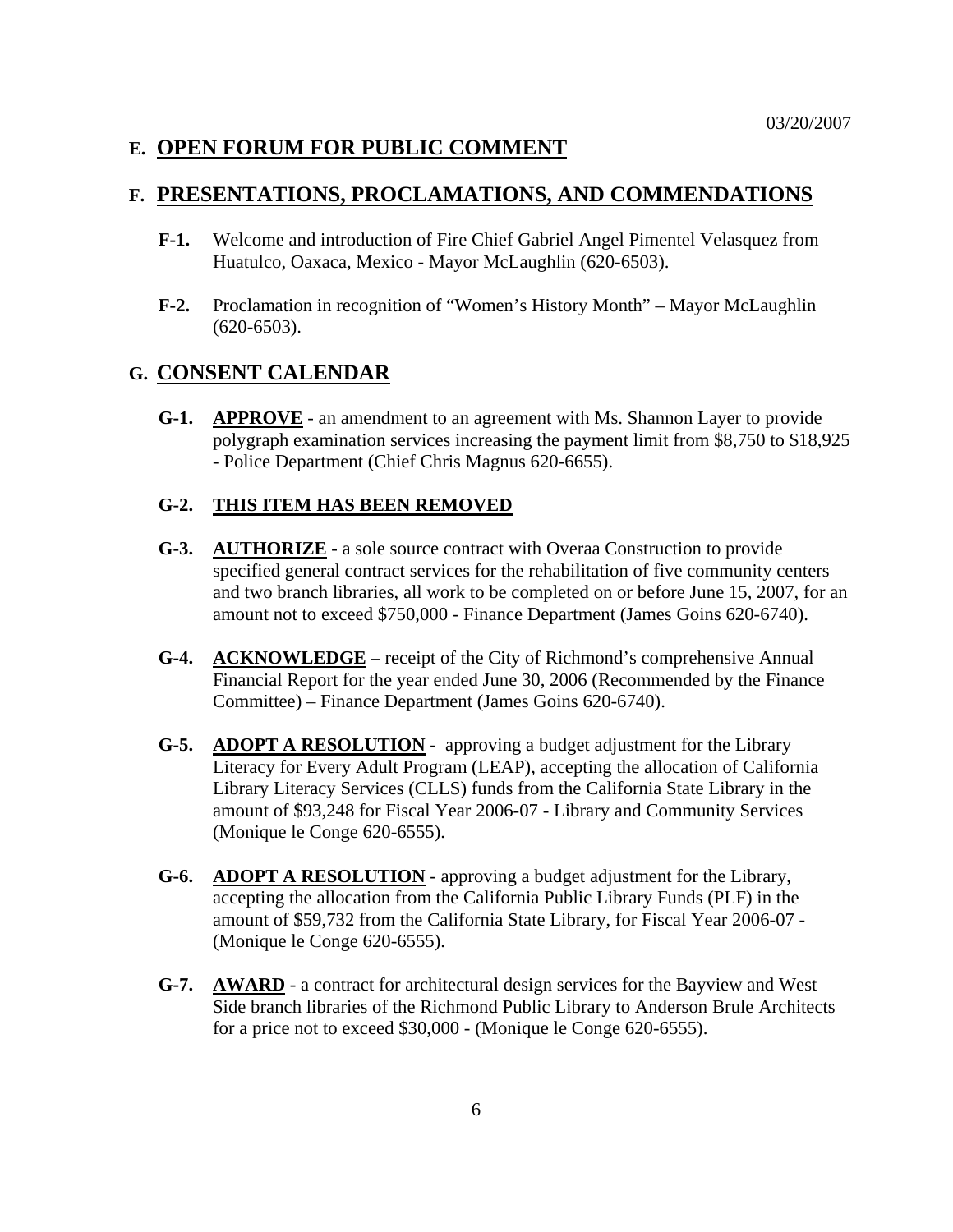03/20/2007

## E. OPEN FORUM FOR PUBLIC COMMENT

## F. PRESENTATIONS, PROCLAMATIONS, AND COMMENDATIONS

**F-1.** Welcome and introduction of Fire Chief Gabriel Angel Pimentel Velasquez from Huatulco, Oaxaca, Mexico - Mayor McLaughlin (620-6503).

**F-2.** Proclamation in recognition of "Women's History Month" – Mayor McLaughlin (620-6503).

## G. CONSENT CALENDAR

**G-1.** **APPROVE** - an amendment to an agreement with Ms. Shannon Layer to provide polygraph examination services increasing the payment limit from $8,750 to $18,925 - Police Department (Chief Chris Magnus 620-6655).

**G-2.** **THIS ITEM HAS BEEN REMOVED**

**G-3.** **AUTHORIZE** - a sole source contract with Overaa Construction to provide specified general contract services for the rehabilitation of five community centers and two branch libraries, all work to be completed on or before June 15, 2007, for an amount not to exceed $750,000 - Finance Department (James Goins 620-6740).

**G-4.** **ACKNOWLEDGE** – receipt of the City of Richmond's comprehensive Annual Financial Report for the year ended June 30, 2006 (Recommended by the Finance Committee) – Finance Department (James Goins 620-6740).

**G-5.** **ADOPT A RESOLUTION** - approving a budget adjustment for the Library Literacy for Every Adult Program (LEAP), accepting the allocation of California Library Literacy Services (CLLS) funds from the California State Library in the amount of $93,248 for Fiscal Year 2006-07 - Library and Community Services (Monique le Conge 620-6555).

**G-6.** **ADOPT A RESOLUTION** - approving a budget adjustment for the Library, accepting the allocation from the California Public Library Funds (PLF) in the amount of $59,732 from the California State Library, for Fiscal Year 2006-07 - (Monique le Conge 620-6555).

**G-7.** **AWARD** - a contract for architectural design services for the Bayview and West Side branch libraries of the Richmond Public Library to Anderson Brule Architects for a price not to exceed $30,000 - (Monique le Conge 620-6555).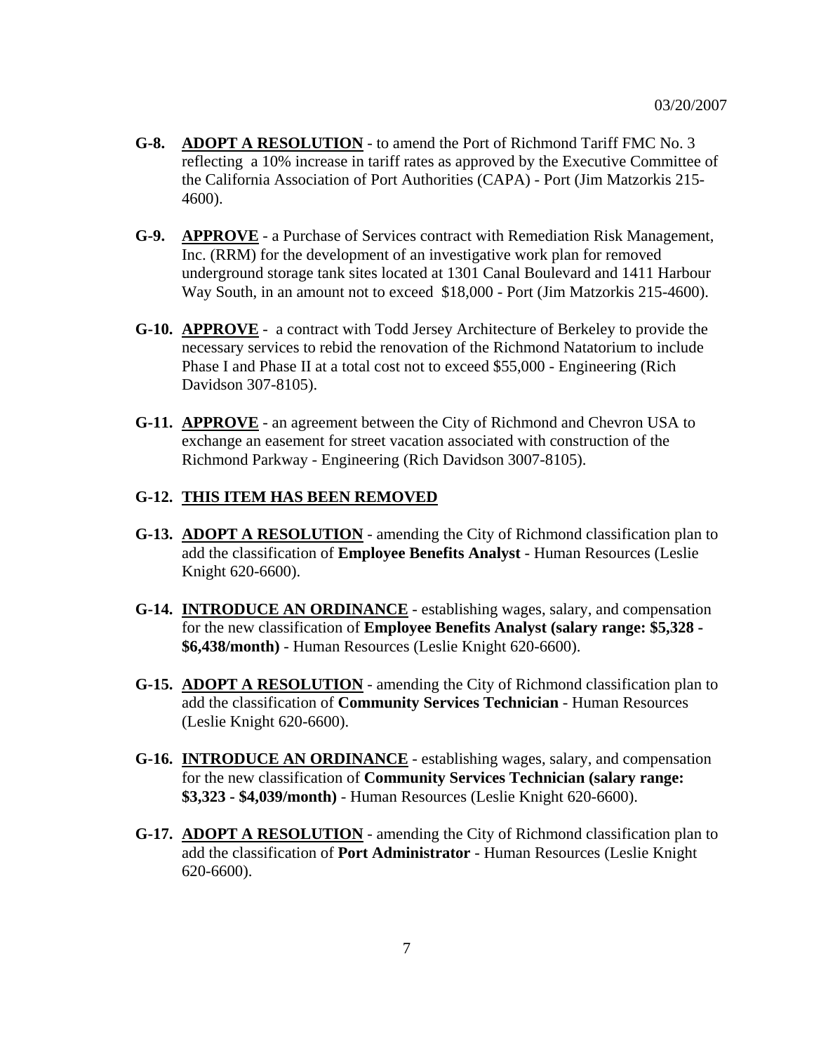**G-8.** **<u>ADOPT A RESOLUTION</u>** - to amend the Port of Richmond Tariff FMC No. 3 reflecting a 10% increase in tariff rates as approved by the Executive Committee of the California Association of Port Authorities (CAPA) - Port (Jim Matzorkis 215-4600).

**G-9.** **<u>APPROVE</u>** - a Purchase of Services contract with Remediation Risk Management, Inc. (RRM) for the development of an investigative work plan for removed underground storage tank sites located at 1301 Canal Boulevard and 1411 Harbour Way South, in an amount not to exceed $18,000 - Port (Jim Matzorkis 215-4600).

**G-10.** **<u>APPROVE</u>** - a contract with Todd Jersey Architecture of Berkeley to provide the necessary services to rebid the renovation of the Richmond Natatorium to include Phase I and Phase II at a total cost not to exceed $55,000 - Engineering (Rich Davidson 307-8105).

**G-11.** **<u>APPROVE</u>** - an agreement between the City of Richmond and Chevron USA to exchange an easement for street vacation associated with construction of the Richmond Parkway - Engineering (Rich Davidson 3007-8105).

**G-12.** **<u>THIS ITEM HAS BEEN REMOVED</u>**

**G-13.** **<u>ADOPT A RESOLUTION</u>** - amending the City of Richmond classification plan to add the classification of **Employee Benefits Analyst** - Human Resources (Leslie Knight 620-6600).

**G-14.** **<u>INTRODUCE AN ORDINANCE</u>** - establishing wages, salary, and compensation for the new classification of **Employee Benefits Analyst (salary range: $5,328 - $6,438/month)** - Human Resources (Leslie Knight 620-6600).

**G-15.** **<u>ADOPT A RESOLUTION</u>** - amending the City of Richmond classification plan to add the classification of **Community Services Technician** - Human Resources (Leslie Knight 620-6600).

**G-16.** **<u>INTRODUCE AN ORDINANCE</u>** - establishing wages, salary, and compensation for the new classification of **Community Services Technician (salary range: $3,323 - $4,039/month)** - Human Resources (Leslie Knight 620-6600).

**G-17.** **<u>ADOPT A RESOLUTION</u>** - amending the City of Richmond classification plan to add the classification of **Port Administrator** - Human Resources (Leslie Knight 620-6600).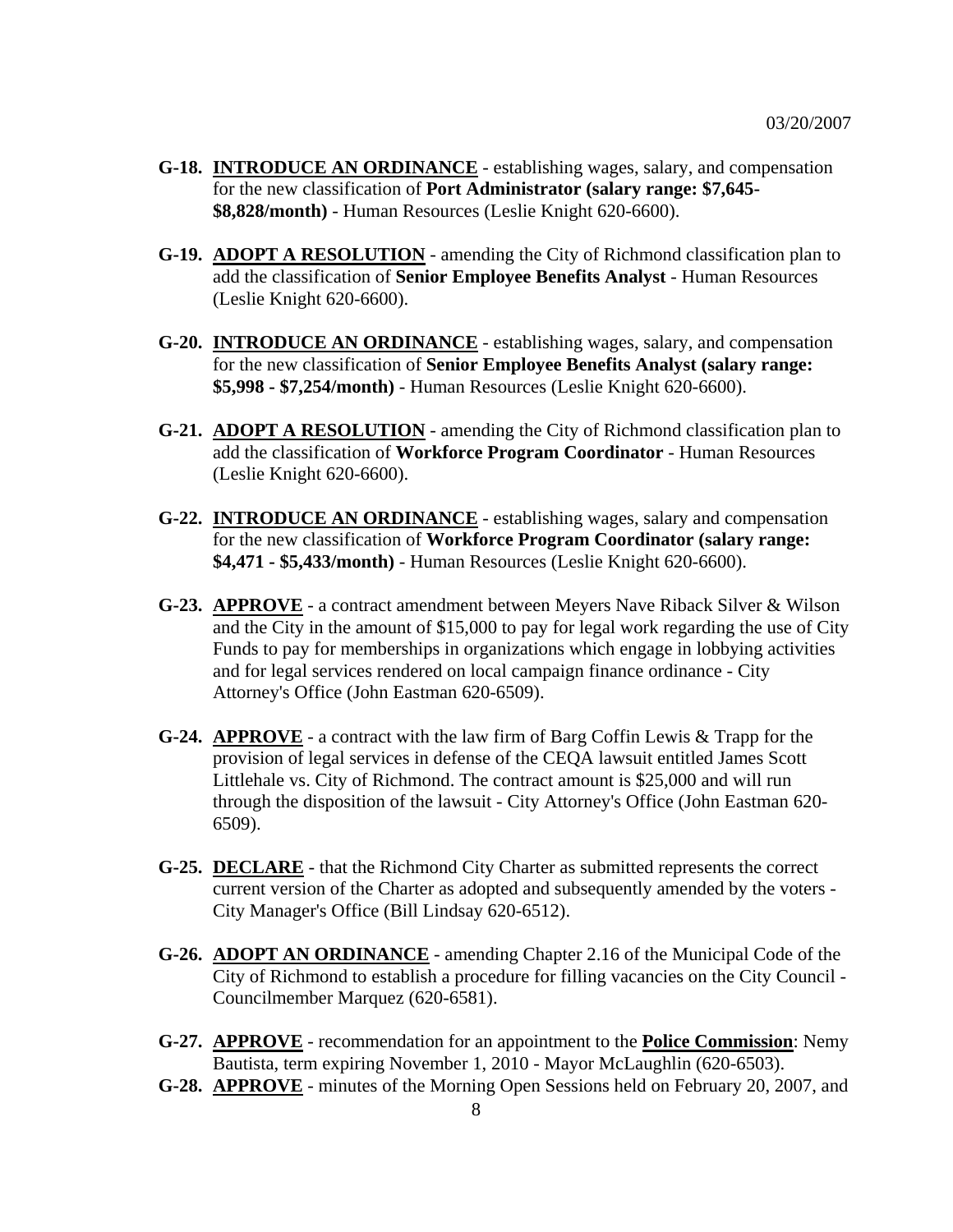03/20/2007

**G-18.** **INTRODUCE AN ORDINANCE** - establishing wages, salary, and compensation for the new classification of **Port Administrator (salary range: $7,645-$8,828/month)** - Human Resources (Leslie Knight 620-6600).

**G-19.** **ADOPT A RESOLUTION** - amending the City of Richmond classification plan to add the classification of **Senior Employee Benefits Analyst** - Human Resources (Leslie Knight 620-6600).

**G-20.** **INTRODUCE AN ORDINANCE** - establishing wages, salary, and compensation for the new classification of **Senior Employee Benefits Analyst (salary range: $5,998 - $7,254/month)** - Human Resources (Leslie Knight 620-6600).

**G-21.** **ADOPT A RESOLUTION** - amending the City of Richmond classification plan to add the classification of **Workforce Program Coordinator** - Human Resources (Leslie Knight 620-6600).

**G-22.** **INTRODUCE AN ORDINANCE** - establishing wages, salary and compensation for the new classification of **Workforce Program Coordinator (salary range: $4,471 - $5,433/month)** - Human Resources (Leslie Knight 620-6600).

**G-23.** **APPROVE** - a contract amendment between Meyers Nave Riback Silver & Wilson and the City in the amount of $15,000 to pay for legal work regarding the use of City Funds to pay for memberships in organizations which engage in lobbying activities and for legal services rendered on local campaign finance ordinance - City Attorney's Office (John Eastman 620-6509).

**G-24.** **APPROVE** - a contract with the law firm of Barg Coffin Lewis & Trapp for the provision of legal services in defense of the CEQA lawsuit entitled James Scott Littlehale vs. City of Richmond. The contract amount is $25,000 and will run through the disposition of the lawsuit - City Attorney's Office (John Eastman 620-6509).

**G-25.** **DECLARE** - that the Richmond City Charter as submitted represents the correct current version of the Charter as adopted and subsequently amended by the voters - City Manager's Office (Bill Lindsay 620-6512).

**G-26.** **ADOPT AN ORDINANCE** - amending Chapter 2.16 of the Municipal Code of the City of Richmond to establish a procedure for filling vacancies on the City Council - Councilmember Marquez (620-6581).

**G-27.** **APPROVE** - recommendation for an appointment to the **Police Commission**: Nemy Bautista, term expiring November 1, 2010 - Mayor McLaughlin (620-6503).

**G-28.** **APPROVE** - minutes of the Morning Open Sessions held on February 20, 2007, and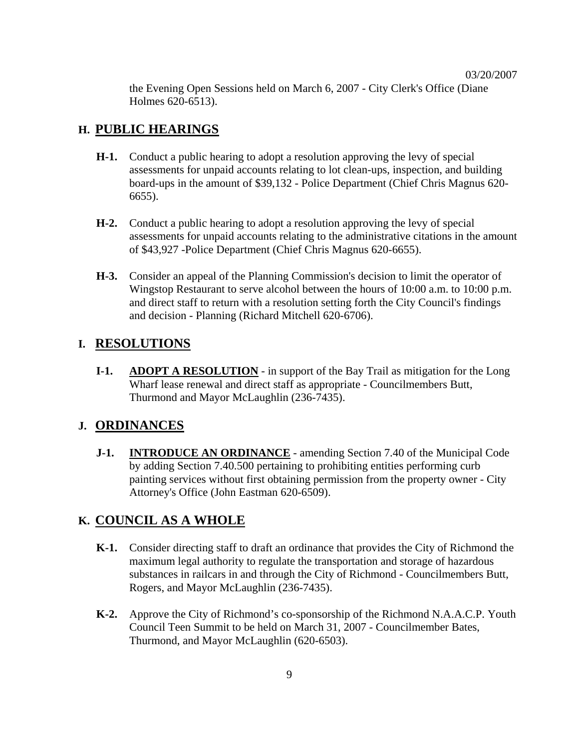the Evening Open Sessions held on March 6, 2007 - City Clerk's Office (Diane Holmes 620-6513).

## H. PUBLIC HEARINGS

**H-1.** Conduct a public hearing to adopt a resolution approving the levy of special assessments for unpaid accounts relating to lot clean-ups, inspection, and building board-ups in the amount of $39,132 - Police Department (Chief Chris Magnus 620-6655).

**H-2.** Conduct a public hearing to adopt a resolution approving the levy of special assessments for unpaid accounts relating to the administrative citations in the amount of $43,927 -Police Department (Chief Chris Magnus 620-6655).

**H-3.** Consider an appeal of the Planning Commission's decision to limit the operator of Wingstop Restaurant to serve alcohol between the hours of 10:00 a.m. to 10:00 p.m. and direct staff to return with a resolution setting forth the City Council's findings and decision - Planning (Richard Mitchell 620-6706).

## I. RESOLUTIONS

**I-1.** **ADOPT A RESOLUTION** - in support of the Bay Trail as mitigation for the Long Wharf lease renewal and direct staff as appropriate - Councilmembers Butt, Thurmond and Mayor McLaughlin (236-7435).

## J. ORDINANCES

**J-1.** **INTRODUCE AN ORDINANCE** - amending Section 7.40 of the Municipal Code by adding Section 7.40.500 pertaining to prohibiting entities performing curb painting services without first obtaining permission from the property owner - City Attorney's Office (John Eastman 620-6509).

## K. COUNCIL AS A WHOLE

**K-1.** Consider directing staff to draft an ordinance that provides the City of Richmond the maximum legal authority to regulate the transportation and storage of hazardous substances in railcars in and through the City of Richmond - Councilmembers Butt, Rogers, and Mayor McLaughlin (236-7435).

**K-2.** Approve the City of Richmond's co-sponsorship of the Richmond N.A.A.C.P. Youth Council Teen Summit to be held on March 31, 2007 - Councilmember Bates, Thurmond, and Mayor McLaughlin (620-6503).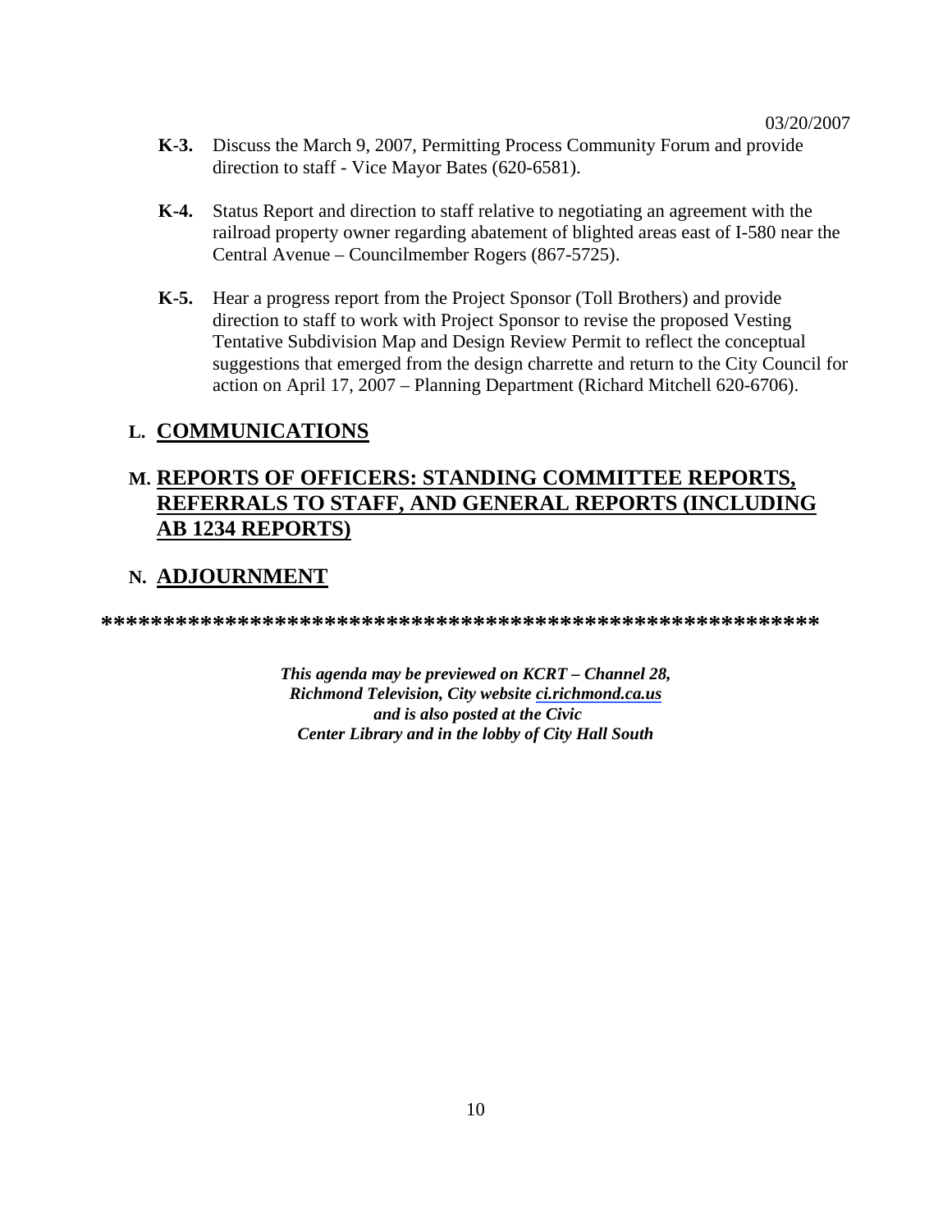03/20/2007

**K-3.** Discuss the March 9, 2007, Permitting Process Community Forum and provide direction to staff - Vice Mayor Bates (620-6581).

**K-4.** Status Report and direction to staff relative to negotiating an agreement with the railroad property owner regarding abatement of blighted areas east of I-580 near the Central Avenue – Councilmember Rogers (867-5725).

**K-5.** Hear a progress report from the Project Sponsor (Toll Brothers) and provide direction to staff to work with Project Sponsor to revise the proposed Vesting Tentative Subdivision Map and Design Review Permit to reflect the conceptual suggestions that emerged from the design charrette and return to the City Council for action on April 17, 2007 – Planning Department (Richard Mitchell 620-6706).

## L. COMMUNICATIONS

## M. REPORTS OF OFFICERS: STANDING COMMITTEE REPORTS, REFERRALS TO STAFF, AND GENERAL REPORTS (INCLUDING AB 1234 REPORTS)

## N. ADJOURNMENT

**\*\*\*\*\*\*\*\*\*\*\*\*\*\*\*\*\*\*\*\*\*\*\*\*\*\*\*\*\*\*\*\*\*\*\*\*\*\*\*\*\*\*\*\*\*\*\*\*\*\*\*\*\*\*\*\*\*\***

***This agenda may be previewed on KCRT – Channel 28, Richmond Television, City website ci.richmond.ca.us and is also posted at the Civic Center Library and in the lobby of City Hall South***